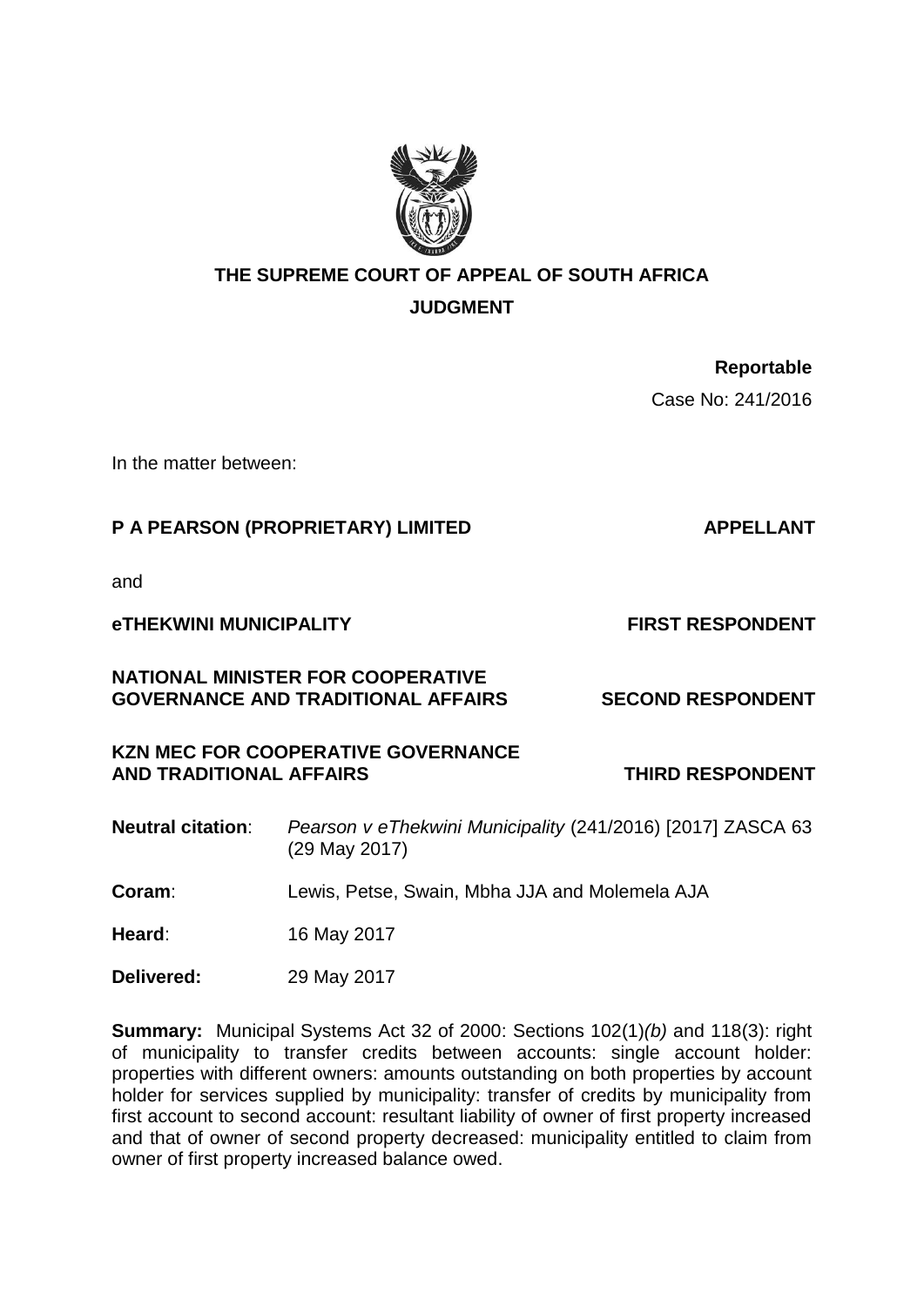# THE SUPREME COURT OF APPEAL OF SOUTH AFRICA

## JUDGMENT

**Reportable**

Case No: 241/2016

In the matter between:

**P A PEARSON (PROPRIETARY) LIMITED** **APPELLANT**

and

**eTHEKWINI MUNICIPALITY** **FIRST RESPONDENT**

**NATIONAL MINISTER FOR COOPERATIVE GOVERNANCE AND TRADITIONAL AFFAIRS** **SECOND RESPONDENT**

**KZN MEC FOR COOPERATIVE GOVERNANCE AND TRADITIONAL AFFAIRS** **THIRD RESPONDENT**

**Neutral citation**: *Pearson v eThekwini Municipality* (241/2016) [2017] ZASCA 63 (29 May 2017)

**Coram**: Lewis, Petse, Swain, Mbha JJA and Molemela AJA

**Heard**: 16 May 2017

**Delivered:** 29 May 2017

**Summary:** Municipal Systems Act 32 of 2000: Sections 102(1)*(b)* and 118(3): right of municipality to transfer credits between accounts: single account holder: properties with different owners: amounts outstanding on both properties by account holder for services supplied by municipality: transfer of credits by municipality from first account to second account: resultant liability of owner of first property increased and that of owner of second property decreased: municipality entitled to claim from owner of first property increased balance owed.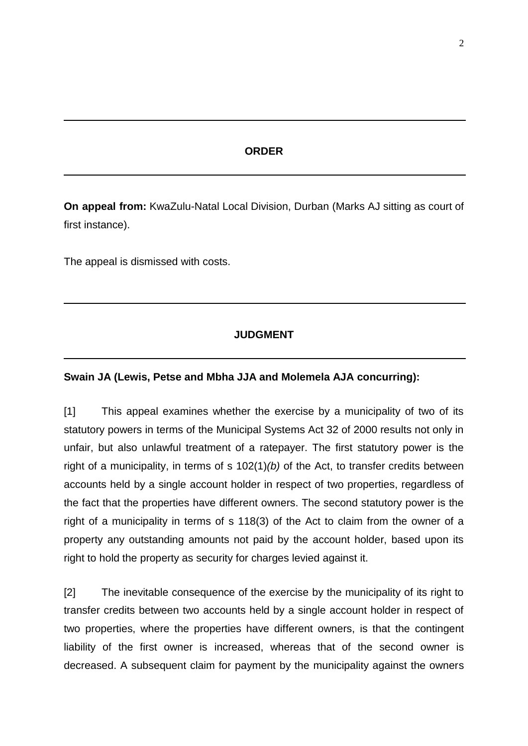## ORDER

**On appeal from:** KwaZulu-Natal Local Division, Durban (Marks AJ sitting as court of first instance).

The appeal is dismissed with costs.

## JUDGMENT

**Swain JA (Lewis, Petse and Mbha JJA and Molemela AJA concurring):**

[1] This appeal examines whether the exercise by a municipality of two of its statutory powers in terms of the Municipal Systems Act 32 of 2000 results not only in unfair, but also unlawful treatment of a ratepayer. The first statutory power is the right of a municipality, in terms of s 102(1)*(b)* of the Act, to transfer credits between accounts held by a single account holder in respect of two properties, regardless of the fact that the properties have different owners. The second statutory power is the right of a municipality in terms of s 118(3) of the Act to claim from the owner of a property any outstanding amounts not paid by the account holder, based upon its right to hold the property as security for charges levied against it.

[2] The inevitable consequence of the exercise by the municipality of its right to transfer credits between two accounts held by a single account holder in respect of two properties, where the properties have different owners, is that the contingent liability of the first owner is increased, whereas that of the second owner is decreased. A subsequent claim for payment by the municipality against the owners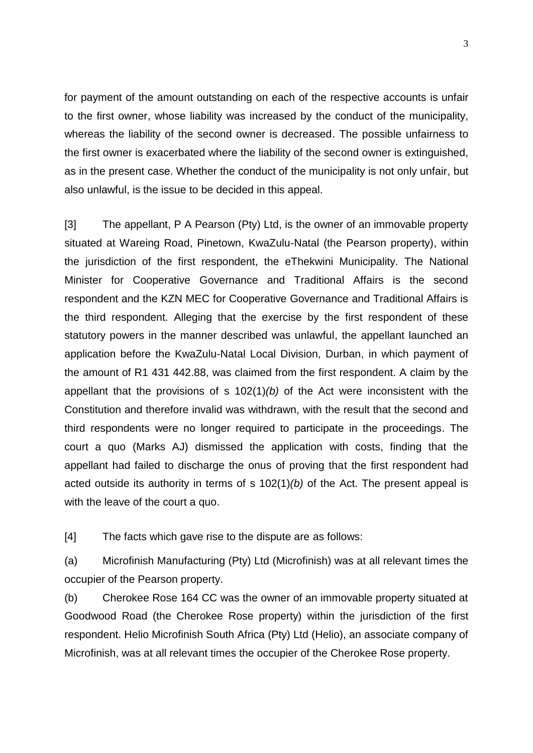for payment of the amount outstanding on each of the respective accounts is unfair to the first owner, whose liability was increased by the conduct of the municipality, whereas the liability of the second owner is decreased. The possible unfairness to the first owner is exacerbated where the liability of the second owner is extinguished, as in the present case. Whether the conduct of the municipality is not only unfair, but also unlawful, is the issue to be decided in this appeal.

[3] The appellant, P A Pearson (Pty) Ltd, is the owner of an immovable property situated at Wareing Road, Pinetown, KwaZulu-Natal (the Pearson property), within the jurisdiction of the first respondent, the eThekwini Municipality. The National Minister for Cooperative Governance and Traditional Affairs is the second respondent and the KZN MEC for Cooperative Governance and Traditional Affairs is the third respondent. Alleging that the exercise by the first respondent of these statutory powers in the manner described was unlawful, the appellant launched an application before the KwaZulu-Natal Local Division, Durban, in which payment of the amount of R1 431 442.88, was claimed from the first respondent. A claim by the appellant that the provisions of s 102(1)*(b)* of the Act were inconsistent with the Constitution and therefore invalid was withdrawn, with the result that the second and third respondents were no longer required to participate in the proceedings. The court a quo (Marks AJ) dismissed the application with costs, finding that the appellant had failed to discharge the onus of proving that the first respondent had acted outside its authority in terms of s 102(1)*(b)* of the Act. The present appeal is with the leave of the court a quo.

[4] The facts which gave rise to the dispute are as follows:

(a) Microfinish Manufacturing (Pty) Ltd (Microfinish) was at all relevant times the occupier of the Pearson property.

(b) Cherokee Rose 164 CC was the owner of an immovable property situated at Goodwood Road (the Cherokee Rose property) within the jurisdiction of the first respondent. Helio Microfinish South Africa (Pty) Ltd (Helio), an associate company of Microfinish, was at all relevant times the occupier of the Cherokee Rose property.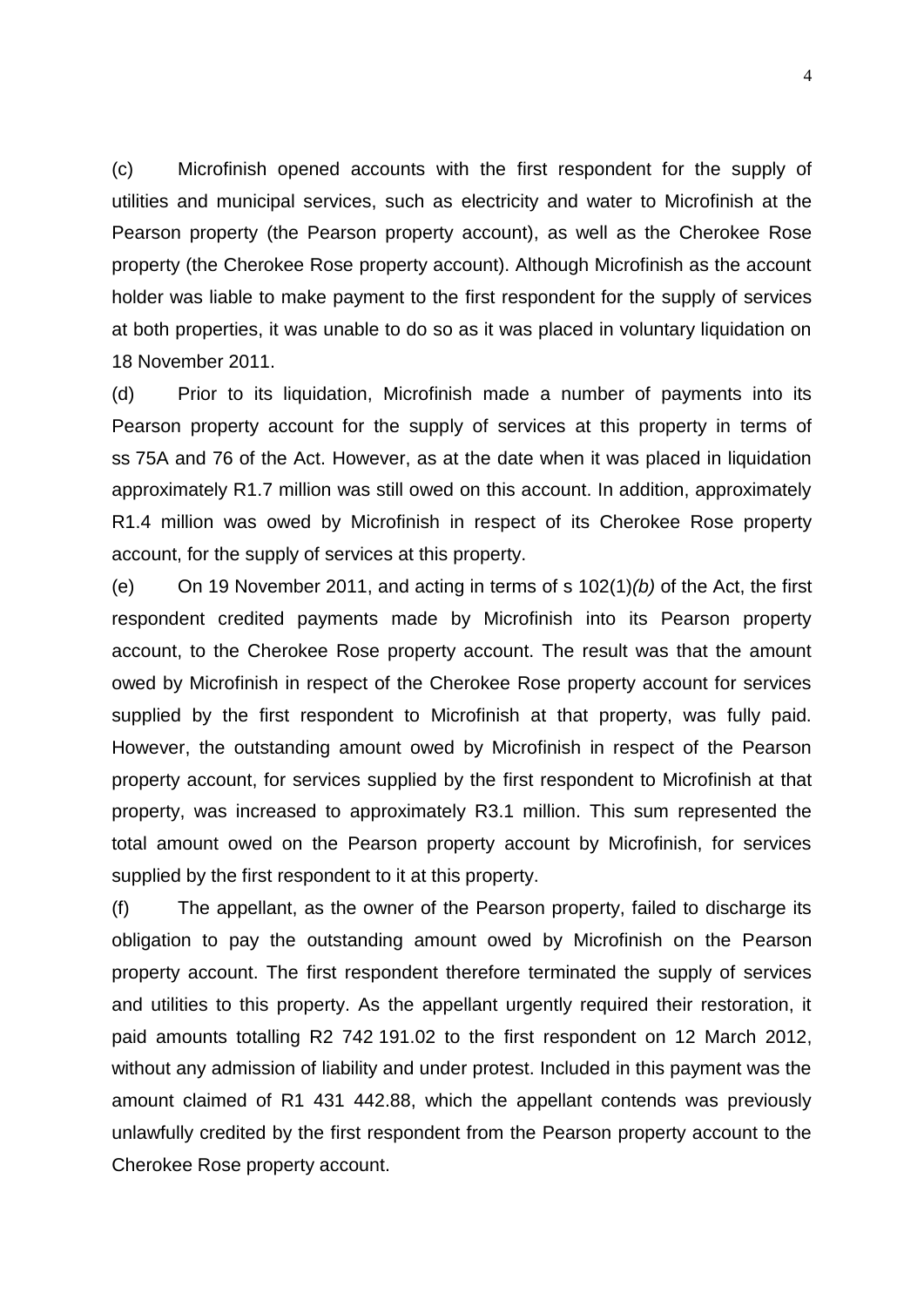(c) Microfinish opened accounts with the first respondent for the supply of utilities and municipal services, such as electricity and water to Microfinish at the Pearson property (the Pearson property account), as well as the Cherokee Rose property (the Cherokee Rose property account). Although Microfinish as the account holder was liable to make payment to the first respondent for the supply of services at both properties, it was unable to do so as it was placed in voluntary liquidation on 18 November 2011.

(d) Prior to its liquidation, Microfinish made a number of payments into its Pearson property account for the supply of services at this property in terms of ss 75A and 76 of the Act. However, as at the date when it was placed in liquidation approximately R1.7 million was still owed on this account. In addition, approximately R1.4 million was owed by Microfinish in respect of its Cherokee Rose property account, for the supply of services at this property.

(e) On 19 November 2011, and acting in terms of s 102(1)*(b)* of the Act, the first respondent credited payments made by Microfinish into its Pearson property account, to the Cherokee Rose property account. The result was that the amount owed by Microfinish in respect of the Cherokee Rose property account for services supplied by the first respondent to Microfinish at that property, was fully paid. However, the outstanding amount owed by Microfinish in respect of the Pearson property account, for services supplied by the first respondent to Microfinish at that property, was increased to approximately R3.1 million. This sum represented the total amount owed on the Pearson property account by Microfinish, for services supplied by the first respondent to it at this property.

(f) The appellant, as the owner of the Pearson property, failed to discharge its obligation to pay the outstanding amount owed by Microfinish on the Pearson property account. The first respondent therefore terminated the supply of services and utilities to this property. As the appellant urgently required their restoration, it paid amounts totalling R2 742 191.02 to the first respondent on 12 March 2012, without any admission of liability and under protest. Included in this payment was the amount claimed of R1 431 442.88, which the appellant contends was previously unlawfully credited by the first respondent from the Pearson property account to the Cherokee Rose property account.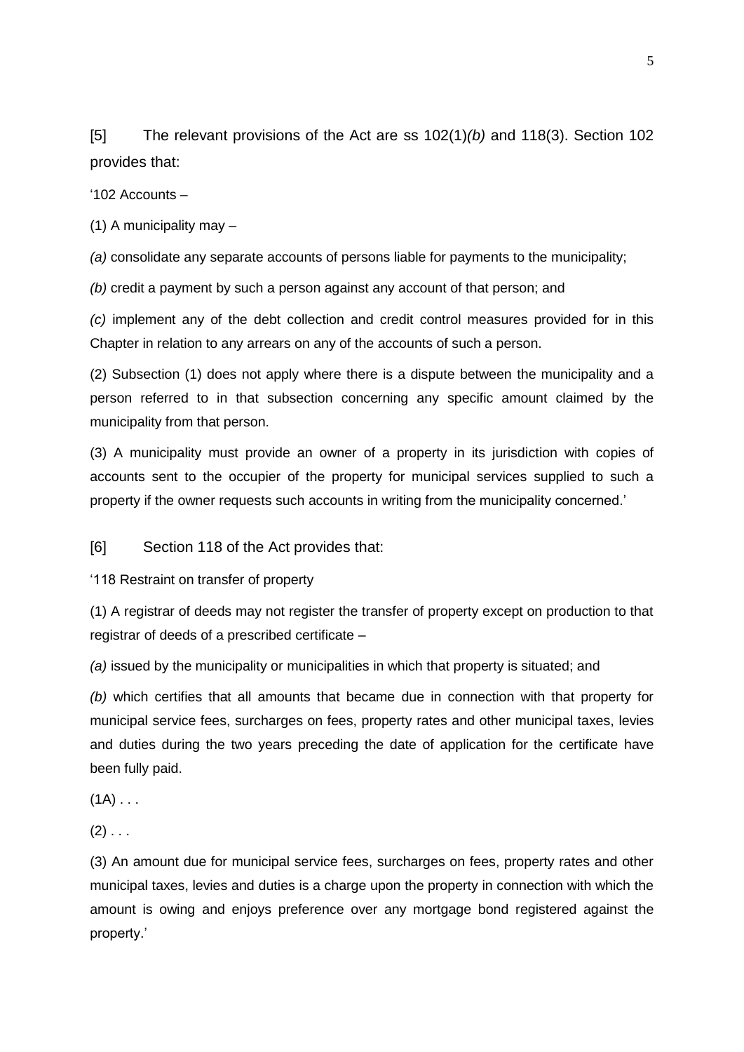[5] The relevant provisions of the Act are ss 102(1)*(b)* and 118(3). Section 102 provides that:

'102 Accounts –

(1) A municipality may –

*(a)* consolidate any separate accounts of persons liable for payments to the municipality;

*(b)* credit a payment by such a person against any account of that person; and

*(c)* implement any of the debt collection and credit control measures provided for in this Chapter in relation to any arrears on any of the accounts of such a person.

(2) Subsection (1) does not apply where there is a dispute between the municipality and a person referred to in that subsection concerning any specific amount claimed by the municipality from that person.

(3) A municipality must provide an owner of a property in its jurisdiction with copies of accounts sent to the occupier of the property for municipal services supplied to such a property if the owner requests such accounts in writing from the municipality concerned.'

[6] Section 118 of the Act provides that:

'118 Restraint on transfer of property

(1) A registrar of deeds may not register the transfer of property except on production to that registrar of deeds of a prescribed certificate –

*(a)* issued by the municipality or municipalities in which that property is situated; and

*(b)* which certifies that all amounts that became due in connection with that property for municipal service fees, surcharges on fees, property rates and other municipal taxes, levies and duties during the two years preceding the date of application for the certificate have been fully paid.

(1A) . . .

(2) . . .

(3) An amount due for municipal service fees, surcharges on fees, property rates and other municipal taxes, levies and duties is a charge upon the property in connection with which the amount is owing and enjoys preference over any mortgage bond registered against the property.'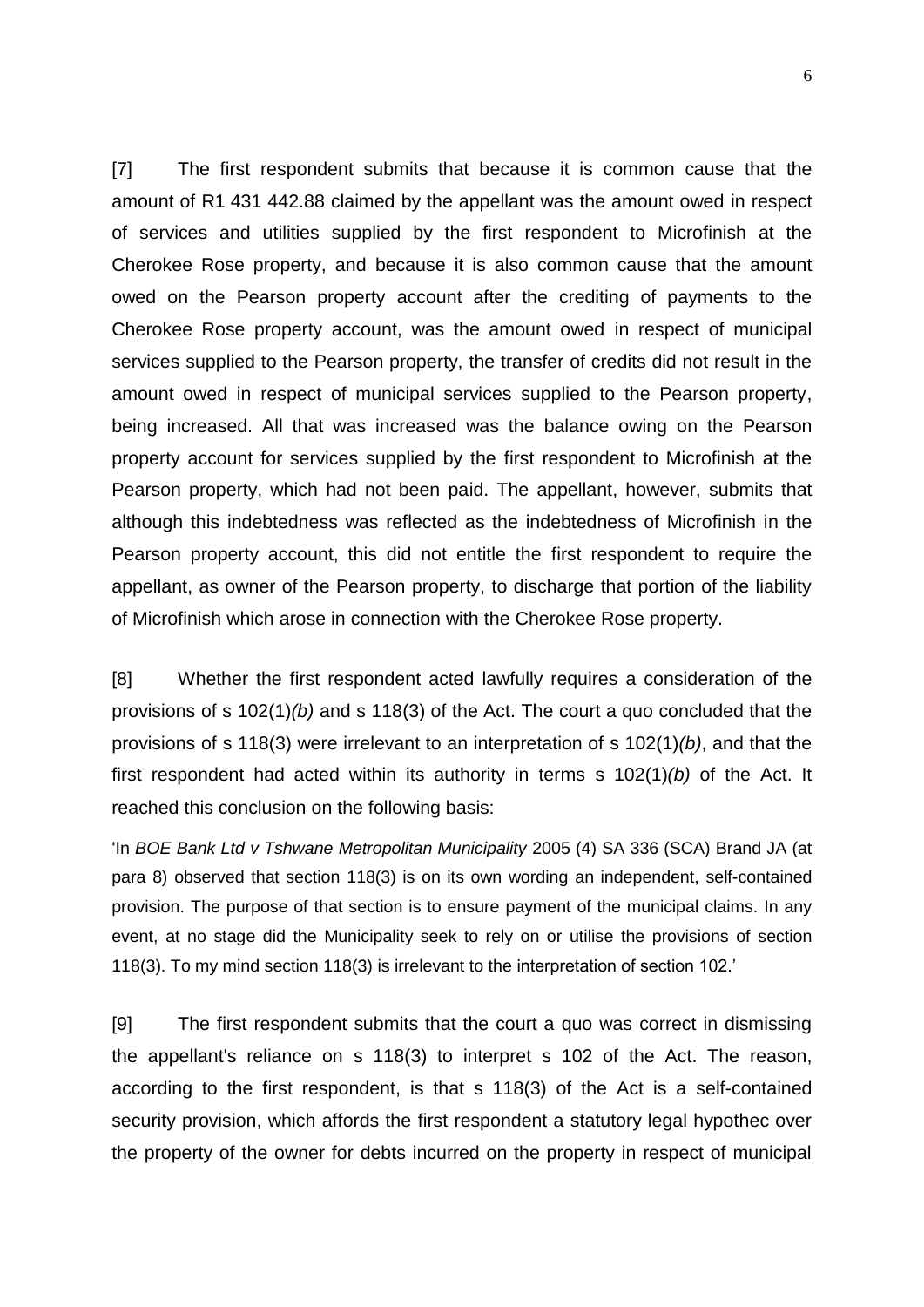[7] The first respondent submits that because it is common cause that the amount of R1 431 442.88 claimed by the appellant was the amount owed in respect of services and utilities supplied by the first respondent to Microfinish at the Cherokee Rose property, and because it is also common cause that the amount owed on the Pearson property account after the crediting of payments to the Cherokee Rose property account, was the amount owed in respect of municipal services supplied to the Pearson property, the transfer of credits did not result in the amount owed in respect of municipal services supplied to the Pearson property, being increased. All that was increased was the balance owing on the Pearson property account for services supplied by the first respondent to Microfinish at the Pearson property, which had not been paid. The appellant, however, submits that although this indebtedness was reflected as the indebtedness of Microfinish in the Pearson property account, this did not entitle the first respondent to require the appellant, as owner of the Pearson property, to discharge that portion of the liability of Microfinish which arose in connection with the Cherokee Rose property.

[8] Whether the first respondent acted lawfully requires a consideration of the provisions of s 102(1)*(b)* and s 118(3) of the Act. The court a quo concluded that the provisions of s 118(3) were irrelevant to an interpretation of s 102(1)*(b)*, and that the first respondent had acted within its authority in terms s 102(1)*(b)* of the Act. It reached this conclusion on the following basis:

'In *BOE Bank Ltd v Tshwane Metropolitan Municipality* 2005 (4) SA 336 (SCA) Brand JA (at para 8) observed that section 118(3) is on its own wording an independent, self-contained provision. The purpose of that section is to ensure payment of the municipal claims. In any event, at no stage did the Municipality seek to rely on or utilise the provisions of section 118(3). To my mind section 118(3) is irrelevant to the interpretation of section 102.'

[9] The first respondent submits that the court a quo was correct in dismissing the appellant's reliance on s 118(3) to interpret s 102 of the Act. The reason, according to the first respondent, is that s 118(3) of the Act is a self-contained security provision, which affords the first respondent a statutory legal hypothec over the property of the owner for debts incurred on the property in respect of municipal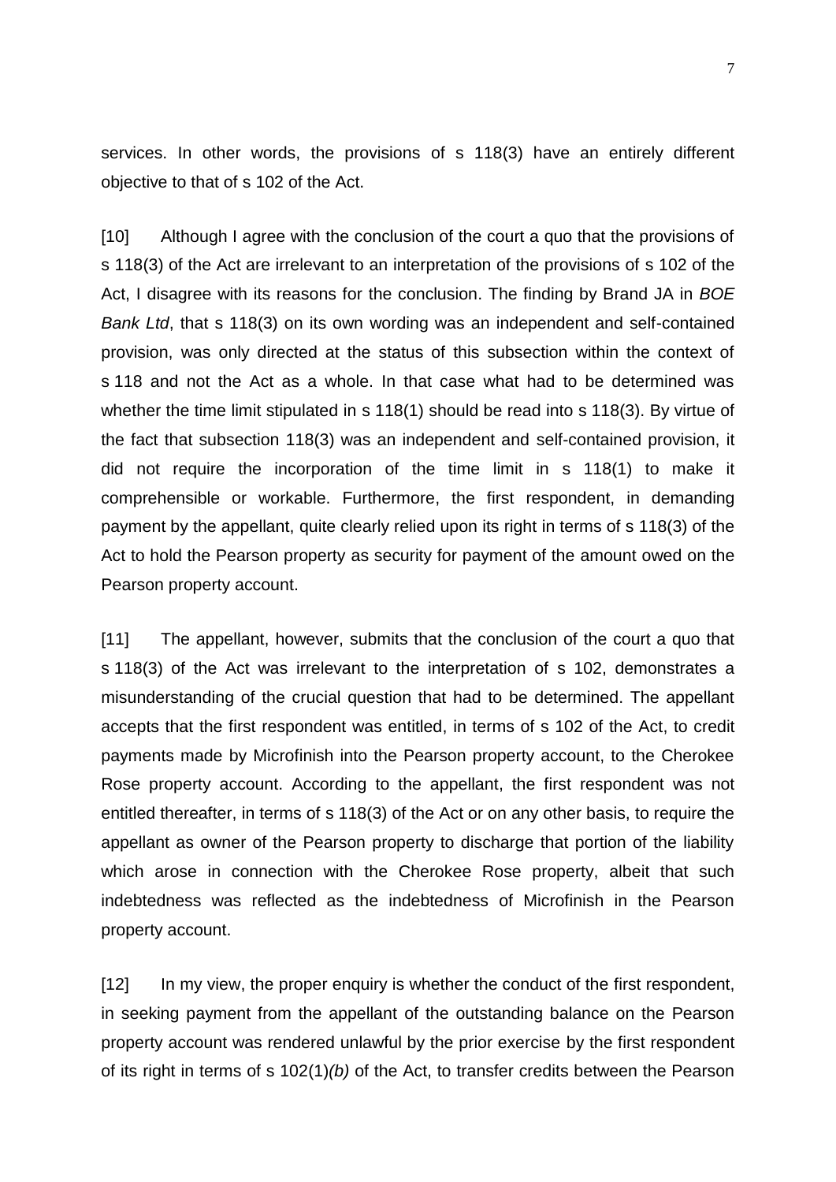services. In other words, the provisions of s 118(3) have an entirely different objective to that of s 102 of the Act.

[10] Although I agree with the conclusion of the court a quo that the provisions of s 118(3) of the Act are irrelevant to an interpretation of the provisions of s 102 of the Act, I disagree with its reasons for the conclusion. The finding by Brand JA in *BOE Bank Ltd*, that s 118(3) on its own wording was an independent and self-contained provision, was only directed at the status of this subsection within the context of s 118 and not the Act as a whole. In that case what had to be determined was whether the time limit stipulated in s 118(1) should be read into s 118(3). By virtue of the fact that subsection 118(3) was an independent and self-contained provision, it did not require the incorporation of the time limit in s 118(1) to make it comprehensible or workable. Furthermore, the first respondent, in demanding payment by the appellant, quite clearly relied upon its right in terms of s 118(3) of the Act to hold the Pearson property as security for payment of the amount owed on the Pearson property account.

[11] The appellant, however, submits that the conclusion of the court a quo that s 118(3) of the Act was irrelevant to the interpretation of s 102, demonstrates a misunderstanding of the crucial question that had to be determined. The appellant accepts that the first respondent was entitled, in terms of s 102 of the Act, to credit payments made by Microfinish into the Pearson property account, to the Cherokee Rose property account. According to the appellant, the first respondent was not entitled thereafter, in terms of s 118(3) of the Act or on any other basis, to require the appellant as owner of the Pearson property to discharge that portion of the liability which arose in connection with the Cherokee Rose property, albeit that such indebtedness was reflected as the indebtedness of Microfinish in the Pearson property account.

[12] In my view, the proper enquiry is whether the conduct of the first respondent, in seeking payment from the appellant of the outstanding balance on the Pearson property account was rendered unlawful by the prior exercise by the first respondent of its right in terms of s 102(1)*(b)* of the Act, to transfer credits between the Pearson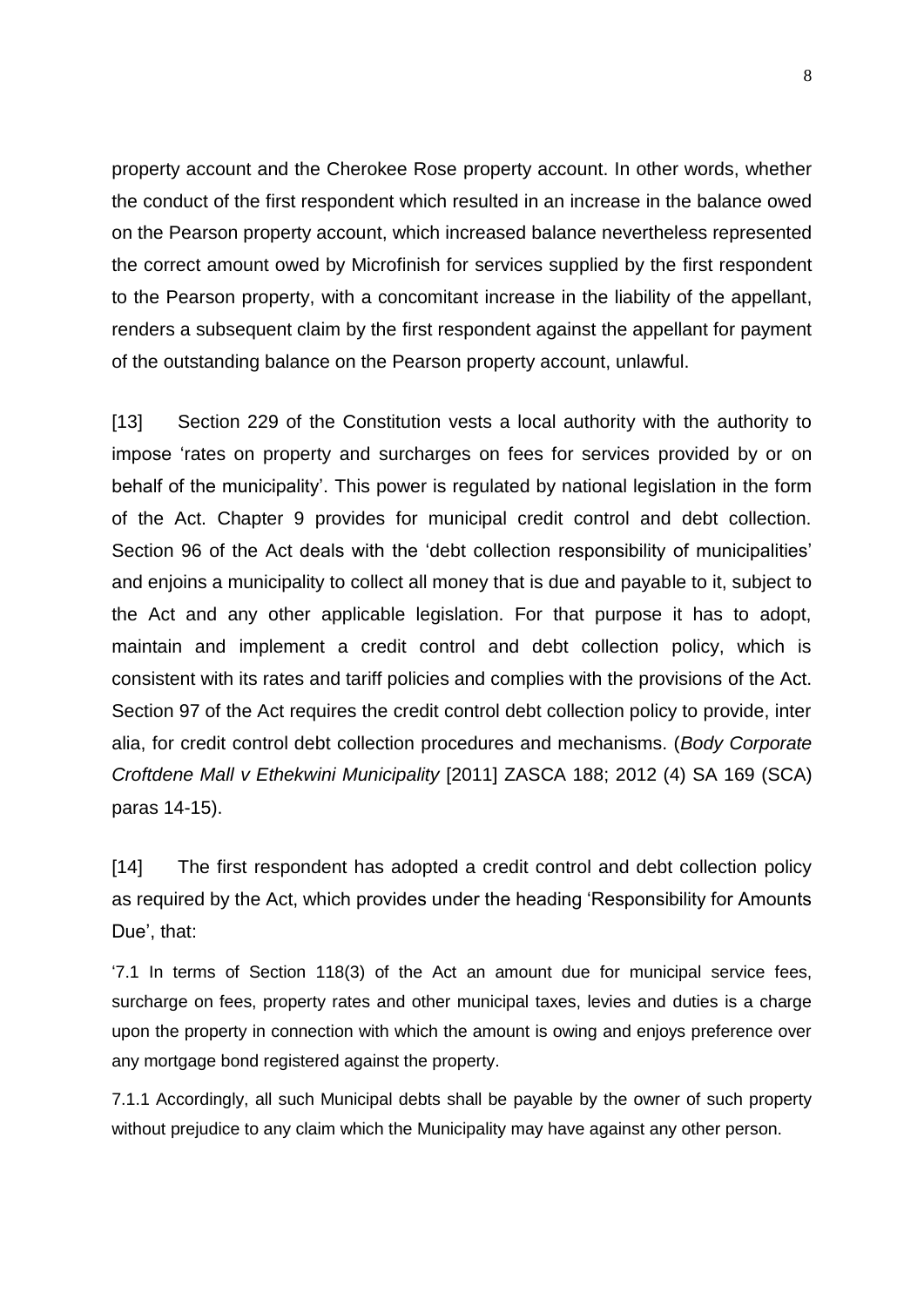property account and the Cherokee Rose property account. In other words, whether the conduct of the first respondent which resulted in an increase in the balance owed on the Pearson property account, which increased balance nevertheless represented the correct amount owed by Microfinish for services supplied by the first respondent to the Pearson property, with a concomitant increase in the liability of the appellant, renders a subsequent claim by the first respondent against the appellant for payment of the outstanding balance on the Pearson property account, unlawful.

[13] Section 229 of the Constitution vests a local authority with the authority to impose 'rates on property and surcharges on fees for services provided by or on behalf of the municipality'. This power is regulated by national legislation in the form of the Act. Chapter 9 provides for municipal credit control and debt collection. Section 96 of the Act deals with the 'debt collection responsibility of municipalities' and enjoins a municipality to collect all money that is due and payable to it, subject to the Act and any other applicable legislation. For that purpose it has to adopt, maintain and implement a credit control and debt collection policy, which is consistent with its rates and tariff policies and complies with the provisions of the Act. Section 97 of the Act requires the credit control debt collection policy to provide, inter alia, for credit control debt collection procedures and mechanisms. (*Body Corporate Croftdene Mall v Ethekwini Municipality* [2011] ZASCA 188; 2012 (4) SA 169 (SCA) paras 14-15).

[14] The first respondent has adopted a credit control and debt collection policy as required by the Act, which provides under the heading 'Responsibility for Amounts Due', that:

> '7.1 In terms of Section 118(3) of the Act an amount due for municipal service fees, surcharge on fees, property rates and other municipal taxes, levies and duties is a charge upon the property in connection with which the amount is owing and enjoys preference over any mortgage bond registered against the property.
>
> 7.1.1 Accordingly, all such Municipal debts shall be payable by the owner of such property without prejudice to any claim which the Municipality may have against any other person.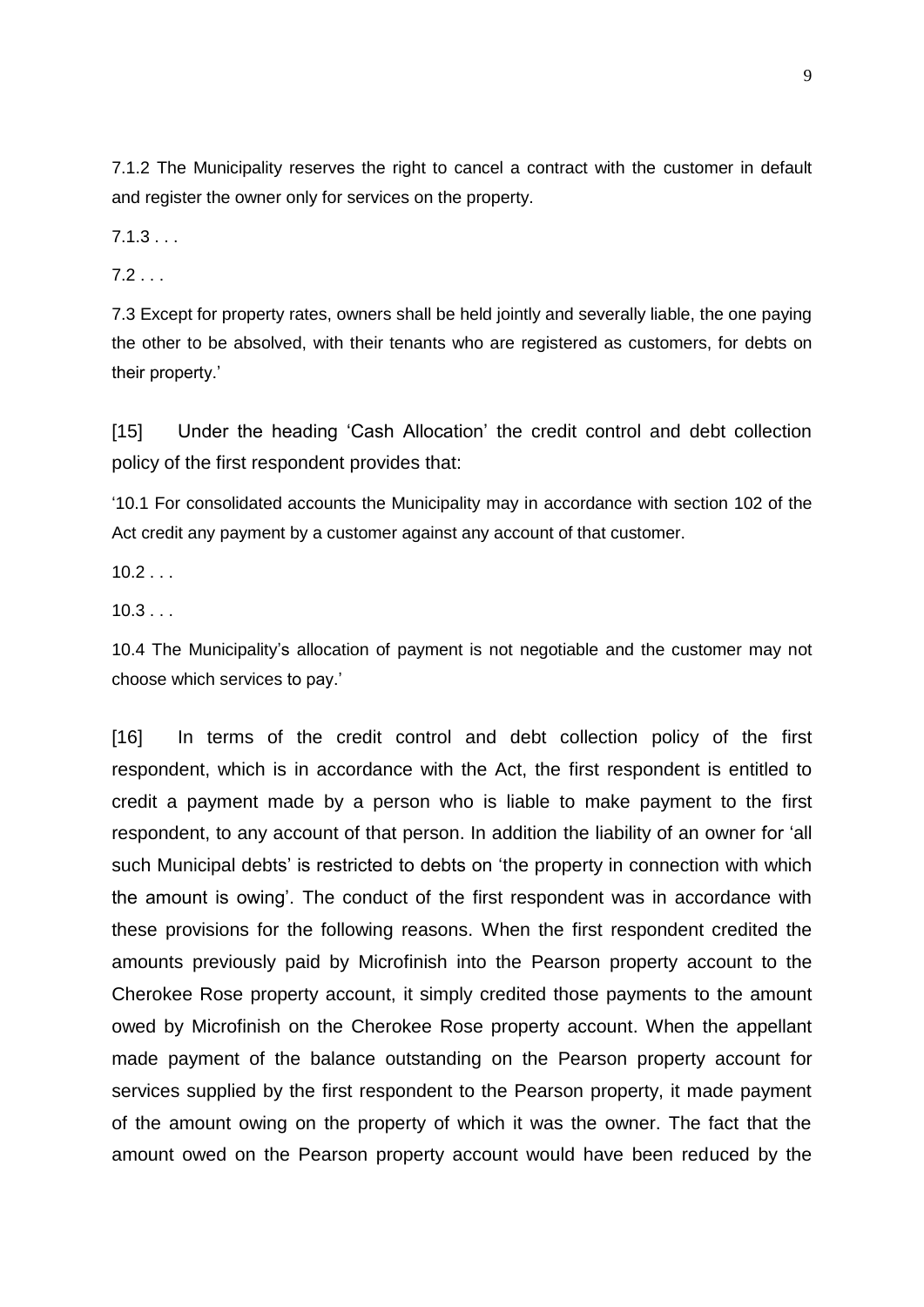7.1.2 The Municipality reserves the right to cancel a contract with the customer in default and register the owner only for services on the property.

7.1.3 . . .

7.2 . . .

7.3 Except for property rates, owners shall be held jointly and severally liable, the one paying the other to be absolved, with their tenants who are registered as customers, for debts on their property.'

[15] Under the heading 'Cash Allocation' the credit control and debt collection policy of the first respondent provides that:

'10.1 For consolidated accounts the Municipality may in accordance with section 102 of the Act credit any payment by a customer against any account of that customer.

10.2 . . .

10.3 . . .

10.4 The Municipality's allocation of payment is not negotiable and the customer may not choose which services to pay.'

[16] In terms of the credit control and debt collection policy of the first respondent, which is in accordance with the Act, the first respondent is entitled to credit a payment made by a person who is liable to make payment to the first respondent, to any account of that person. In addition the liability of an owner for 'all such Municipal debts' is restricted to debts on 'the property in connection with which the amount is owing'. The conduct of the first respondent was in accordance with these provisions for the following reasons. When the first respondent credited the amounts previously paid by Microfinish into the Pearson property account to the Cherokee Rose property account, it simply credited those payments to the amount owed by Microfinish on the Cherokee Rose property account. When the appellant made payment of the balance outstanding on the Pearson property account for services supplied by the first respondent to the Pearson property, it made payment of the amount owing on the property of which it was the owner. The fact that the amount owed on the Pearson property account would have been reduced by the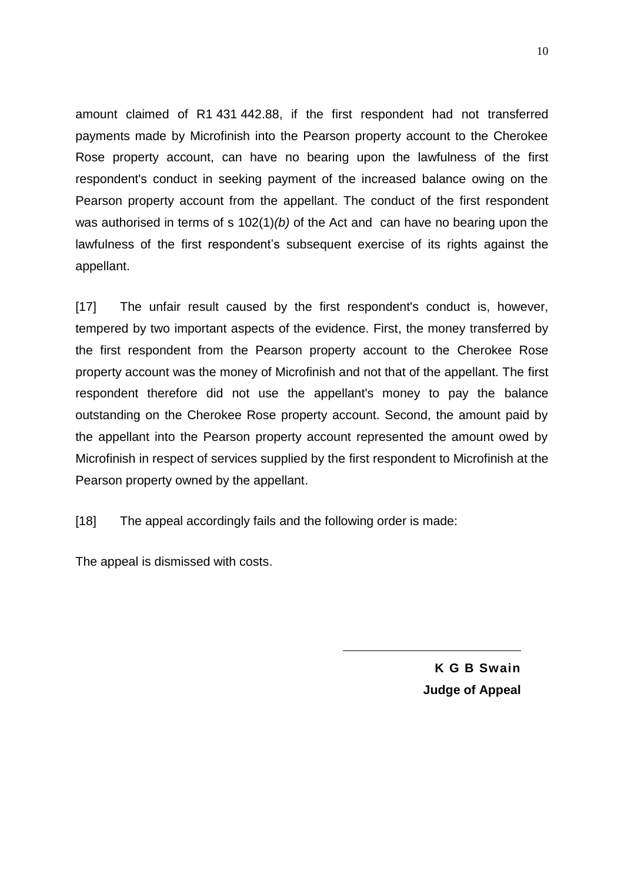amount claimed of R1 431 442.88, if the first respondent had not transferred payments made by Microfinish into the Pearson property account to the Cherokee Rose property account, can have no bearing upon the lawfulness of the first respondent's conduct in seeking payment of the increased balance owing on the Pearson property account from the appellant. The conduct of the first respondent was authorised in terms of s 102(1)*(b)* of the Act and can have no bearing upon the lawfulness of the first respondent's subsequent exercise of its rights against the appellant.

[17] The unfair result caused by the first respondent's conduct is, however, tempered by two important aspects of the evidence. First, the money transferred by the first respondent from the Pearson property account to the Cherokee Rose property account was the money of Microfinish and not that of the appellant. The first respondent therefore did not use the appellant's money to pay the balance outstanding on the Cherokee Rose property account. Second, the amount paid by the appellant into the Pearson property account represented the amount owed by Microfinish in respect of services supplied by the first respondent to Microfinish at the Pearson property owned by the appellant.

[18] The appeal accordingly fails and the following order is made:

The appeal is dismissed with costs.

**K G B Swain**
**Judge of Appeal**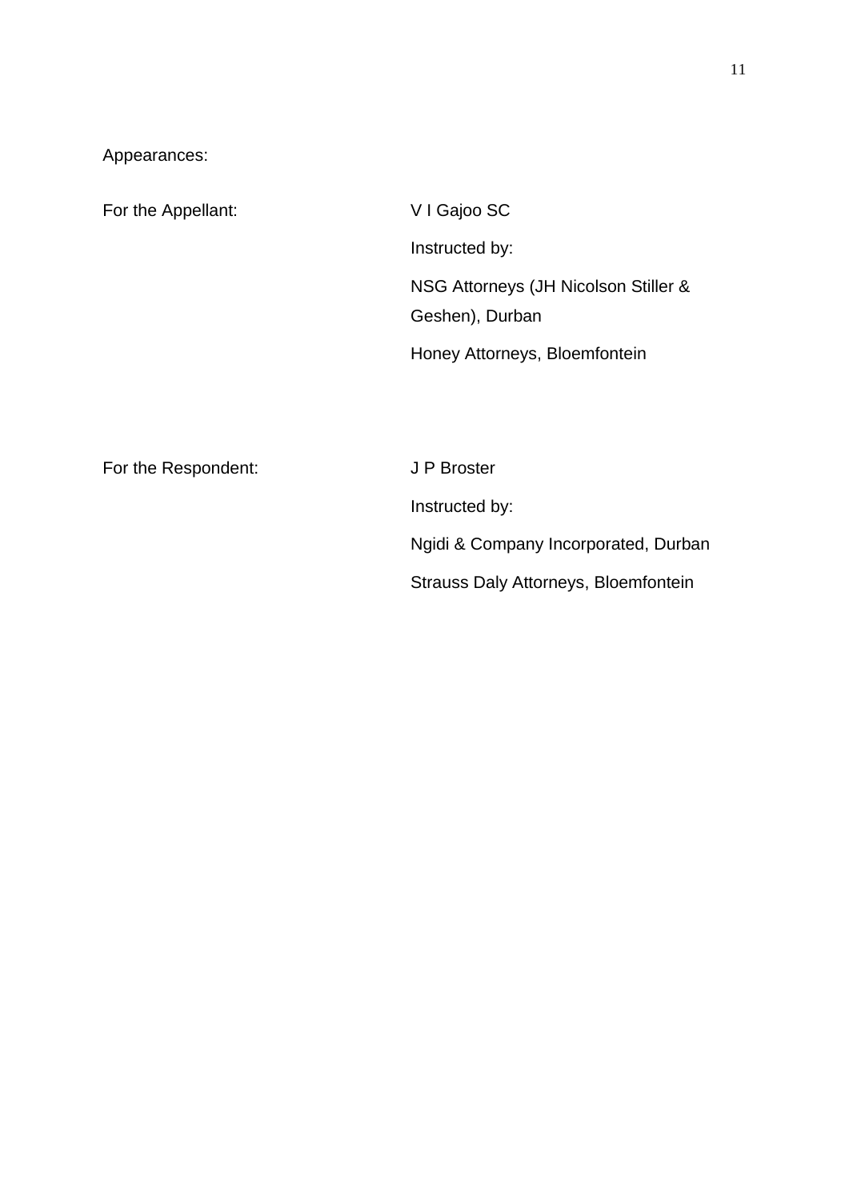Appearances:

For the Appellant: V I Gajoo SC

Instructed by:

NSG Attorneys (JH Nicolson Stiller & Geshen), Durban

Honey Attorneys, Bloemfontein

For the Respondent: J P Broster

Instructed by:

Ngidi & Company Incorporated, Durban

Strauss Daly Attorneys, Bloemfontein